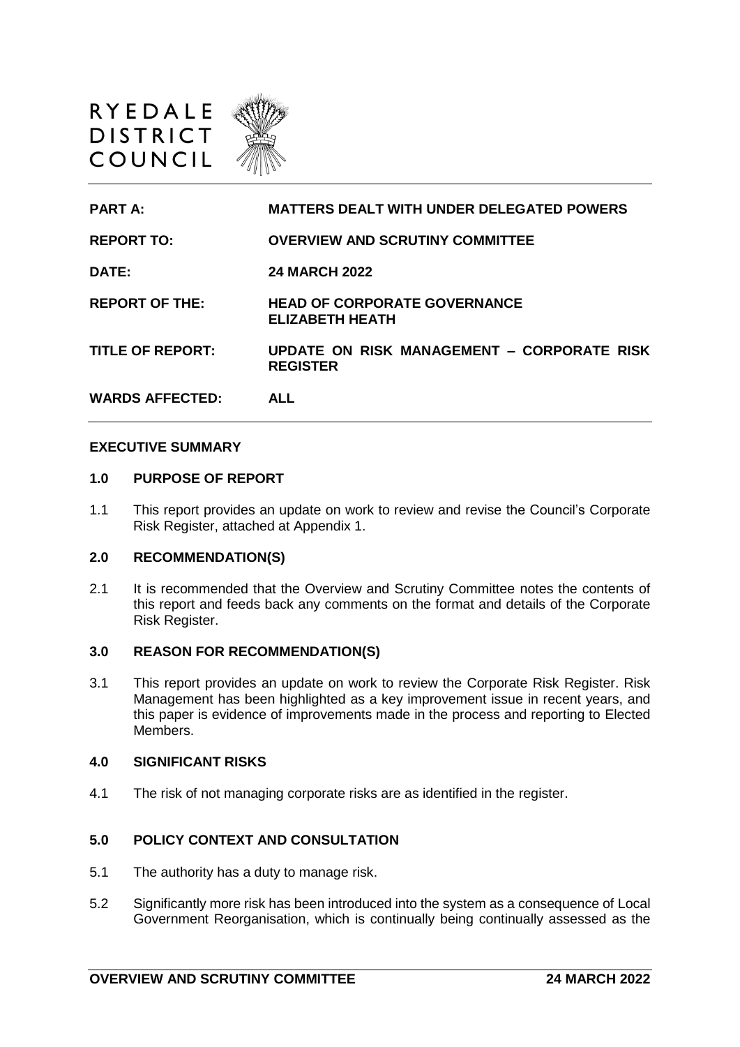RYEDALE DISTRICT COUNCIL

| | |
|---|---|
| **PART A:** | **MATTERS DEALT WITH UNDER DELEGATED POWERS** |
| **REPORT TO:** | **OVERVIEW AND SCRUTINY COMMITTEE** |
| **DATE:** | **24 MARCH 2022** |
| **REPORT OF THE:** | **HEAD OF CORPORATE GOVERNANCE ELIZABETH HEATH** |
| **TITLE OF REPORT:** | **UPDATE ON RISK MANAGEMENT – CORPORATE RISK REGISTER** |
| **WARDS AFFECTED:** | **ALL** |

## EXECUTIVE SUMMARY

### 1.0 PURPOSE OF REPORT

1.1 This report provides an update on work to review and revise the Council's Corporate Risk Register, attached at Appendix 1.

### 2.0 RECOMMENDATION(S)

2.1 It is recommended that the Overview and Scrutiny Committee notes the contents of this report and feeds back any comments on the format and details of the Corporate Risk Register.

### 3.0 REASON FOR RECOMMENDATION(S)

3.1 This report provides an update on work to review the Corporate Risk Register. Risk Management has been highlighted as a key improvement issue in recent years, and this paper is evidence of improvements made in the process and reporting to Elected Members.

### 4.0 SIGNIFICANT RISKS

4.1 The risk of not managing corporate risks are as identified in the register.

### 5.0 POLICY CONTEXT AND CONSULTATION

5.1 The authority has a duty to manage risk.

5.2 Significantly more risk has been introduced into the system as a consequence of Local Government Reorganisation, which is continually being continually assessed as the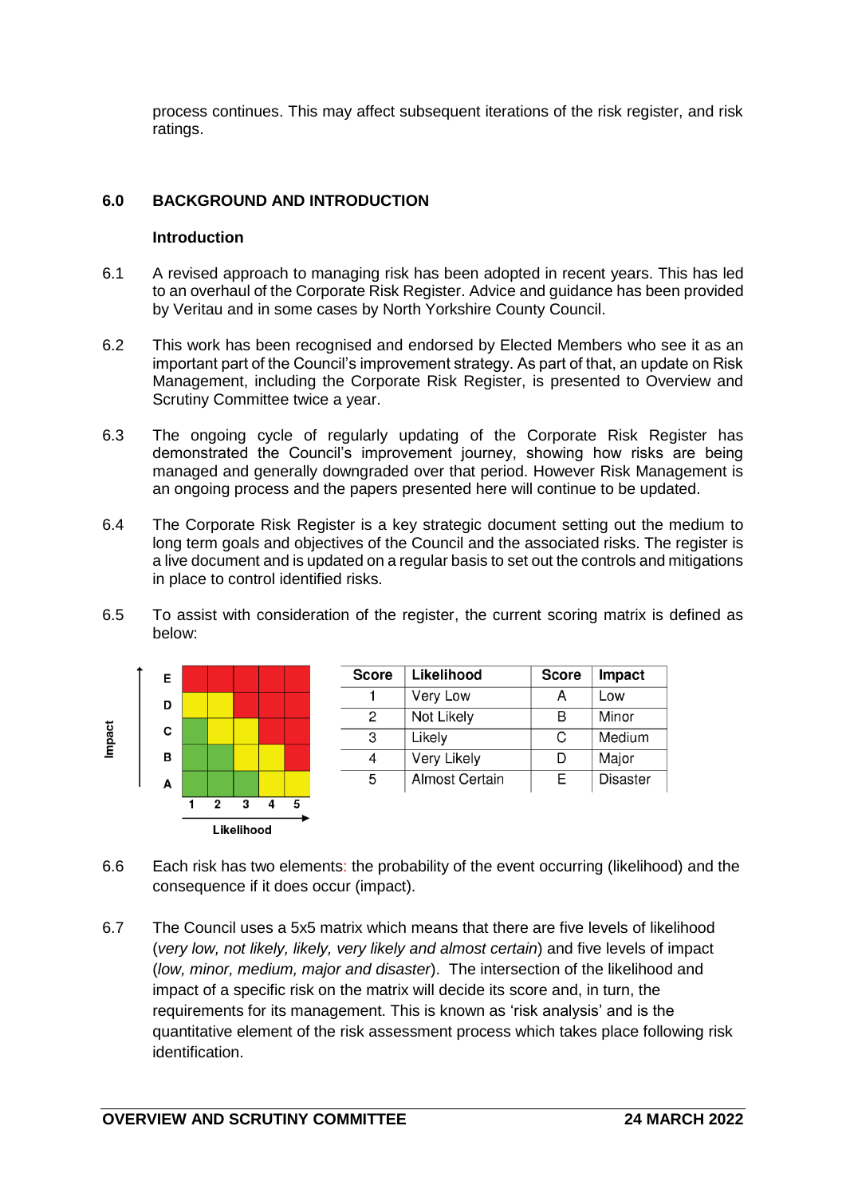process continues. This may affect subsequent iterations of the risk register, and risk ratings.

## 6.0 BACKGROUND AND INTRODUCTION

### Introduction

6.1 A revised approach to managing risk has been adopted in recent years. This has led to an overhaul of the Corporate Risk Register. Advice and guidance has been provided by Veritau and in some cases by North Yorkshire County Council.

6.2 This work has been recognised and endorsed by Elected Members who see it as an important part of the Council's improvement strategy. As part of that, an update on Risk Management, including the Corporate Risk Register, is presented to Overview and Scrutiny Committee twice a year.

6.3 The ongoing cycle of regularly updating of the Corporate Risk Register has demonstrated the Council's improvement journey, showing how risks are being managed and generally downgraded over that period. However Risk Management is an ongoing process and the papers presented here will continue to be updated.

6.4 The Corporate Risk Register is a key strategic document setting out the medium to long term goals and objectives of the Council and the associated risks. The register is a live document and is updated on a regular basis to set out the controls and mitigations in place to control identified risks.

6.5 To assist with consideration of the register, the current scoring matrix is defined as below:

| Impact | 1 | 2 | 3 | 4 | 5 |
|---|---|---|---|---|---|
| E | Red | Red | Red | Red | Red |
| D | Yellow | Yellow | Red | Red | Red |
| C | Green | Yellow | Yellow | Red | Red |
| B | Green | Green | Yellow | Yellow | Red |
| A | Green | Green | Green | Yellow | Yellow |

Likelihood

| Score | Likelihood | Score | Impact |
|---|---|---|---|
| 1 | Very Low | A | Low |
| 2 | Not Likely | B | Minor |
| 3 | Likely | C | Medium |
| 4 | Very Likely | D | Major |
| 5 | Almost Certain | E | Disaster |

6.6 Each risk has two elements: the probability of the event occurring (likelihood) and the consequence if it does occur (impact).

6.7 The Council uses a 5x5 matrix which means that there are five levels of likelihood (*very low, not likely, likely, very likely and almost certain*) and five levels of impact (*low, minor, medium, major and disaster*). The intersection of the likelihood and impact of a specific risk on the matrix will decide its score and, in turn, the requirements for its management. This is known as 'risk analysis' and is the quantitative element of the risk assessment process which takes place following risk identification.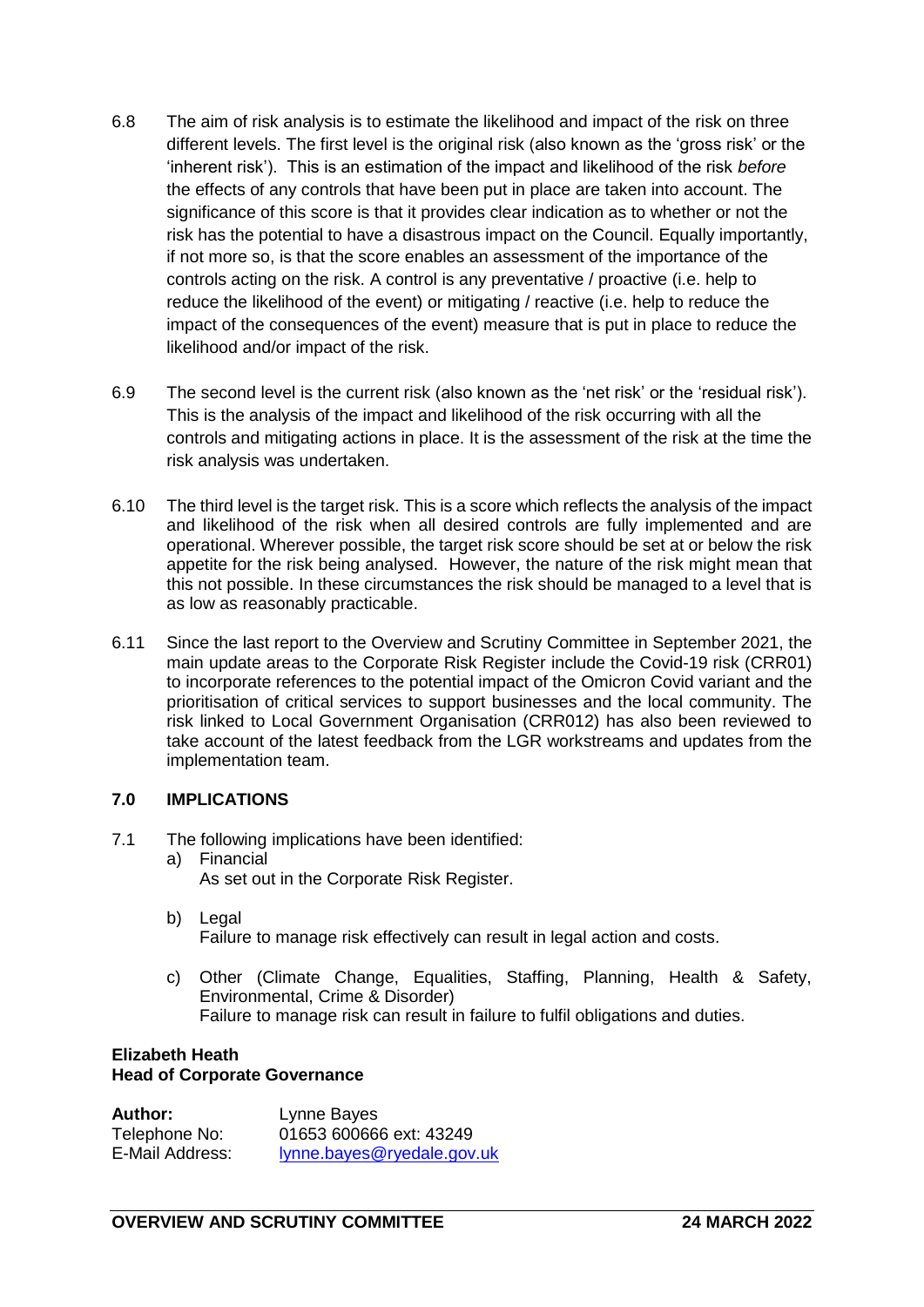6.8 The aim of risk analysis is to estimate the likelihood and impact of the risk on three different levels. The first level is the original risk (also known as the 'gross risk' or the 'inherent risk'). This is an estimation of the impact and likelihood of the risk *before* the effects of any controls that have been put in place are taken into account. The significance of this score is that it provides clear indication as to whether or not the risk has the potential to have a disastrous impact on the Council. Equally importantly, if not more so, is that the score enables an assessment of the importance of the controls acting on the risk. A control is any preventative / proactive (i.e. help to reduce the likelihood of the event) or mitigating / reactive (i.e. help to reduce the impact of the consequences of the event) measure that is put in place to reduce the likelihood and/or impact of the risk.

6.9 The second level is the current risk (also known as the 'net risk' or the 'residual risk'). This is the analysis of the impact and likelihood of the risk occurring with all the controls and mitigating actions in place. It is the assessment of the risk at the time the risk analysis was undertaken.

6.10 The third level is the target risk. This is a score which reflects the analysis of the impact and likelihood of the risk when all desired controls are fully implemented and are operational. Wherever possible, the target risk score should be set at or below the risk appetite for the risk being analysed. However, the nature of the risk might mean that this not possible. In these circumstances the risk should be managed to a level that is as low as reasonably practicable.

6.11 Since the last report to the Overview and Scrutiny Committee in September 2021, the main update areas to the Corporate Risk Register include the Covid-19 risk (CRR01) to incorporate references to the potential impact of the Omicron Covid variant and the prioritisation of critical services to support businesses and the local community. The risk linked to Local Government Organisation (CRR012) has also been reviewed to take account of the latest feedback from the LGR workstreams and updates from the implementation team.

## 7.0 IMPLICATIONS

7.1 The following implications have been identified:

a) Financial
As set out in the Corporate Risk Register.

b) Legal
Failure to manage risk effectively can result in legal action and costs.

c) Other (Climate Change, Equalities, Staffing, Planning, Health & Safety, Environmental, Crime & Disorder)
Failure to manage risk can result in failure to fulfil obligations and duties.

**Elizabeth Heath**
**Head of Corporate Governance**

**Author:** Lynne Bayes
Telephone No: 01653 600666 ext: 43249
E-Mail Address: lynne.bayes@ryedale.gov.uk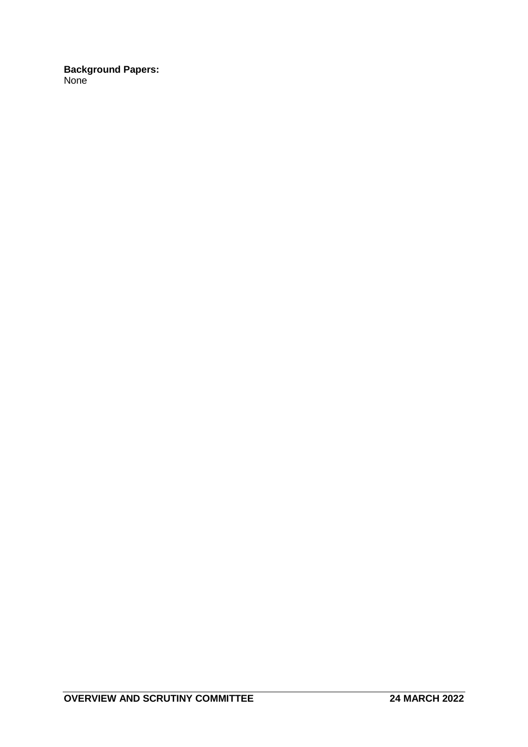**Background Papers:**
None